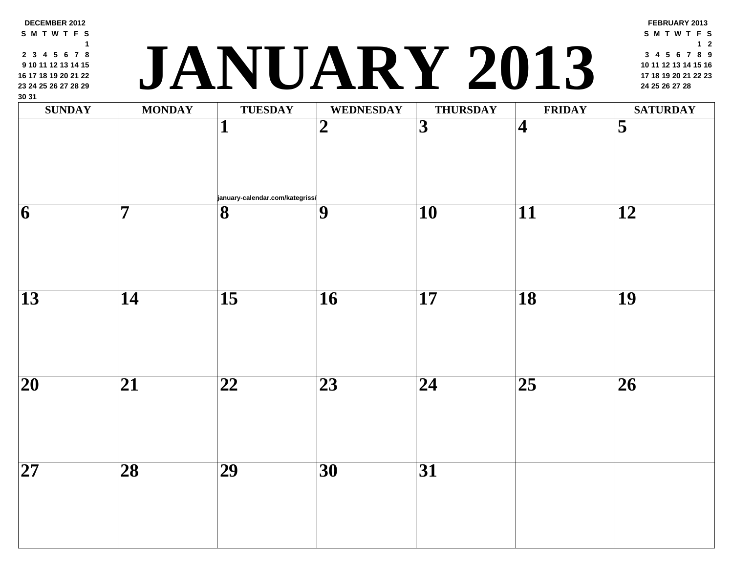**DECEMBER 2012**

| S | M | T | W | T | F | S |
|---|---|---|---|---|---|---|
| | | | | | | 1 |
| 2 | 3 | 4 | 5 | 6 | 7 | 8 |
| 9 | 10 | 11 | 12 | 13 | 14 | 15 |
| 16 | 17 | 18 | 19 | 20 | 21 | 22 |
| 23 | 24 | 25 | 26 | 27 | 28 | 29 |
| 30 | 31 | | | | | |

# JANUARY 2013

**FEBRUARY 2013**

| S | M | T | W | T | F | S |
|---|---|---|---|---|---|---|
| | | | | | 1 | 2 |
| 3 | 4 | 5 | 6 | 7 | 8 | 9 |
| 10 | 11 | 12 | 13 | 14 | 15 | 16 |
| 17 | 18 | 19 | 20 | 21 | 22 | 23 |
| 24 | 25 | 26 | 27 | 28 | | |

| SUNDAY | MONDAY | TUESDAY | WEDNESDAY | THURSDAY | FRIDAY | SATURDAY |
|---|---|---|---|---|---|---|
| | | 1 january-calendar.com/kategriss/ | 2 | 3 | 4 | 5 |
| 6 | 7 | 8 | 9 | 10 | 11 | 12 |
| 13 | 14 | 15 | 16 | 17 | 18 | 19 |
| 20 | 21 | 22 | 23 | 24 | 25 | 26 |
| 27 | 28 | 29 | 30 | 31 | | |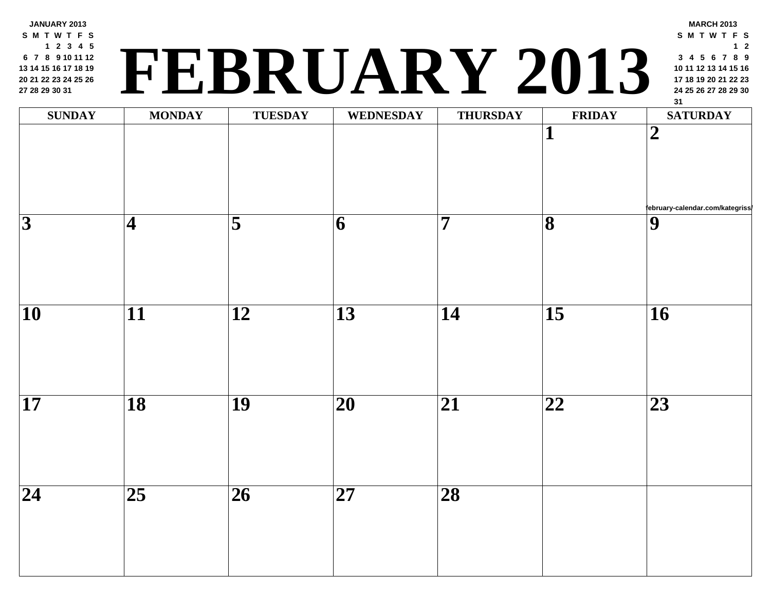# FEBRUARY 2013

**JANUARY 2013**

| S | M | T | W | T | F | S |
|---|---|---|---|---|---|---|
| | | 1 | 2 | 3 | 4 | 5 |
| 6 | 7 | 8 | 9 | 10 | 11 | 12 |
| 13 | 14 | 15 | 16 | 17 | 18 | 19 |
| 20 | 21 | 22 | 23 | 24 | 25 | 26 |
| 27 | 28 | 29 | 30 | 31 | | |

**MARCH 2013**

| S | M | T | W | T | F | S |
|---|---|---|---|---|---|---|
| | | | | | 1 | 2 |
| 3 | 4 | 5 | 6 | 7 | 8 | 9 |
| 10 | 11 | 12 | 13 | 14 | 15 | 16 |
| 17 | 18 | 19 | 20 | 21 | 22 | 23 |
| 24 | 25 | 26 | 27 | 28 | 29 | 30 |
| 31 | | | | | | |

| SUNDAY | MONDAY | TUESDAY | WEDNESDAY | THURSDAY | FRIDAY | SATURDAY |
|---|---|---|---|---|---|---|
| | | | | | 1 | 2 february-calendar.com/kategriss/ |
| 3 | 4 | 5 | 6 | 7 | 8 | 9 |
| 10 | 11 | 12 | 13 | 14 | 15 | 16 |
| 17 | 18 | 19 | 20 | 21 | 22 | 23 |
| 24 | 25 | 26 | 27 | 28 | | |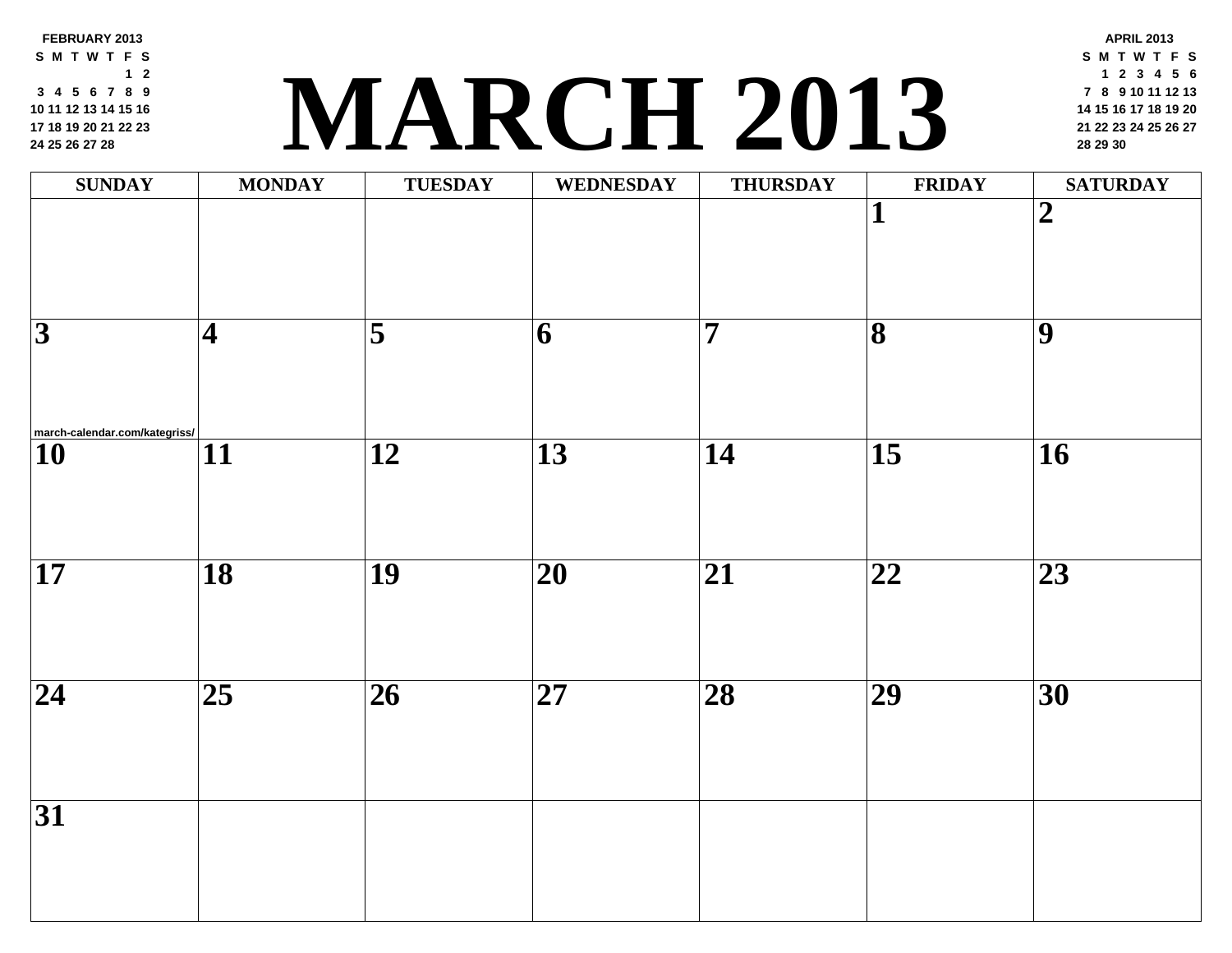**FEBRUARY 2013**

| S | M | T | W | T | F | S |
|---|---|---|---|---|---|---|
| | | | | | 1 | 2 |
| 3 | 4 | 5 | 6 | 7 | 8 | 9 |
| 10 | 11 | 12 | 13 | 14 | 15 | 16 |
| 17 | 18 | 19 | 20 | 21 | 22 | 23 |
| 24 | 25 | 26 | 27 | 28 | | |

# MARCH 2013

**APRIL 2013**

| S | M | T | W | T | F | S |
|---|---|---|---|---|---|---|
| | 1 | 2 | 3 | 4 | 5 | 6 |
| 7 | 8 | 9 | 10 | 11 | 12 | 13 |
| 14 | 15 | 16 | 17 | 18 | 19 | 20 |
| 21 | 22 | 23 | 24 | 25 | 26 | 27 |
| 28 | 29 | 30 | | | | |

| SUNDAY | MONDAY | TUESDAY | WEDNESDAY | THURSDAY | FRIDAY | SATURDAY |
|---|---|---|---|---|---|---|
| | | | | | 1 | 2 |
| 3 march-calendar.com/kategriss/ | 4 | 5 | 6 | 7 | 8 | 9 |
| 10 | 11 | 12 | 13 | 14 | 15 | 16 |
| 17 | 18 | 19 | 20 | 21 | 22 | 23 |
| 24 | 25 | 26 | 27 | 28 | 29 | 30 |
| 31 | | | | | | |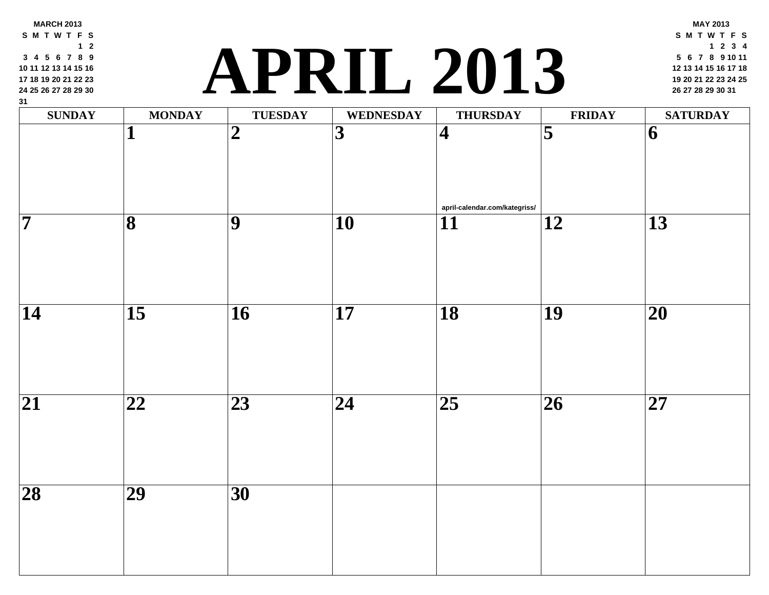**MARCH 2013**

| S | M | T | W | T | F | S |
|---|---|---|---|---|---|---|
| | | | | | 1 | 2 |
| 3 | 4 | 5 | 6 | 7 | 8 | 9 |
| 10 | 11 | 12 | 13 | 14 | 15 | 16 |
| 17 | 18 | 19 | 20 | 21 | 22 | 23 |
| 24 | 25 | 26 | 27 | 28 | 29 | 30 |
| 31 | | | | | | |

# APRIL 2013

**MAY 2013**

| S | M | T | W | T | F | S |
|---|---|---|---|---|---|---|
| | | | 1 | 2 | 3 | 4 |
| 5 | 6 | 7 | 8 | 9 | 10 | 11 |
| 12 | 13 | 14 | 15 | 16 | 17 | 18 |
| 19 | 20 | 21 | 22 | 23 | 24 | 25 |
| 26 | 27 | 28 | 29 | 30 | 31 | |

| SUNDAY | MONDAY | TUESDAY | WEDNESDAY | THURSDAY | FRIDAY | SATURDAY |
|---|---|---|---|---|---|---|
| | 1 | 2 | 3 | 4 april-calendar.com/kategriss/ | 5 | 6 |
| 7 | 8 | 9 | 10 | 11 | 12 | 13 |
| 14 | 15 | 16 | 17 | 18 | 19 | 20 |
| 21 | 22 | 23 | 24 | 25 | 26 | 27 |
| 28 | 29 | 30 | | | | |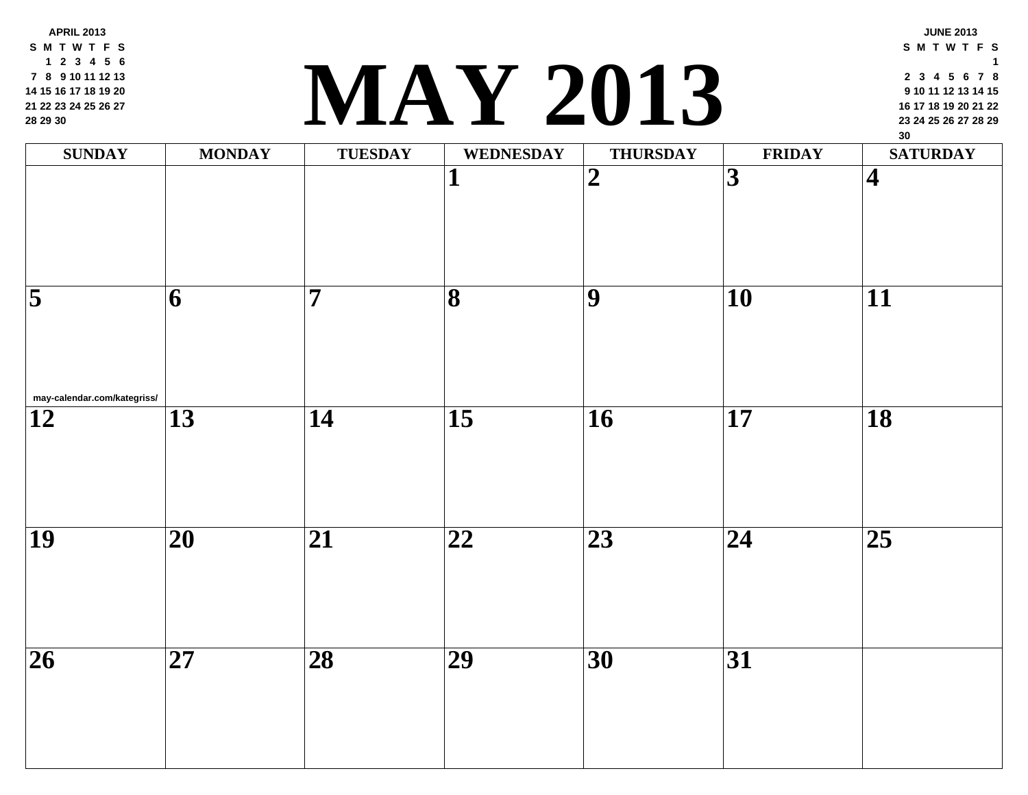APRIL 2013

| S | M | T | W | T | F | S |
|---|---|---|---|---|---|---|
| | 1 | 2 | 3 | 4 | 5 | 6 |
| 7 | 8 | 9 | 10 | 11 | 12 | 13 |
| 14 | 15 | 16 | 17 | 18 | 19 | 20 |
| 21 | 22 | 23 | 24 | 25 | 26 | 27 |
| 28 | 29 | 30 | | | | |

# MAY 2013

JUNE 2013

| S | M | T | W | T | F | S |
|---|---|---|---|---|---|---|
| | | | | | | 1 |
| 2 | 3 | 4 | 5 | 6 | 7 | 8 |
| 9 | 10 | 11 | 12 | 13 | 14 | 15 |
| 16 | 17 | 18 | 19 | 20 | 21 | 22 |
| 23 | 24 | 25 | 26 | 27 | 28 | 29 |
| 30 | | | | | | |

| SUNDAY | MONDAY | TUESDAY | WEDNESDAY | THURSDAY | FRIDAY | SATURDAY |
|---|---|---|---|---|---|---|
| | | | 1 | 2 | 3 | 4 |
| 5 may-calendar.com/kategriss/ | 6 | 7 | 8 | 9 | 10 | 11 |
| 12 | 13 | 14 | 15 | 16 | 17 | 18 |
| 19 | 20 | 21 | 22 | 23 | 24 | 25 |
| 26 | 27 | 28 | 29 | 30 | 31 | |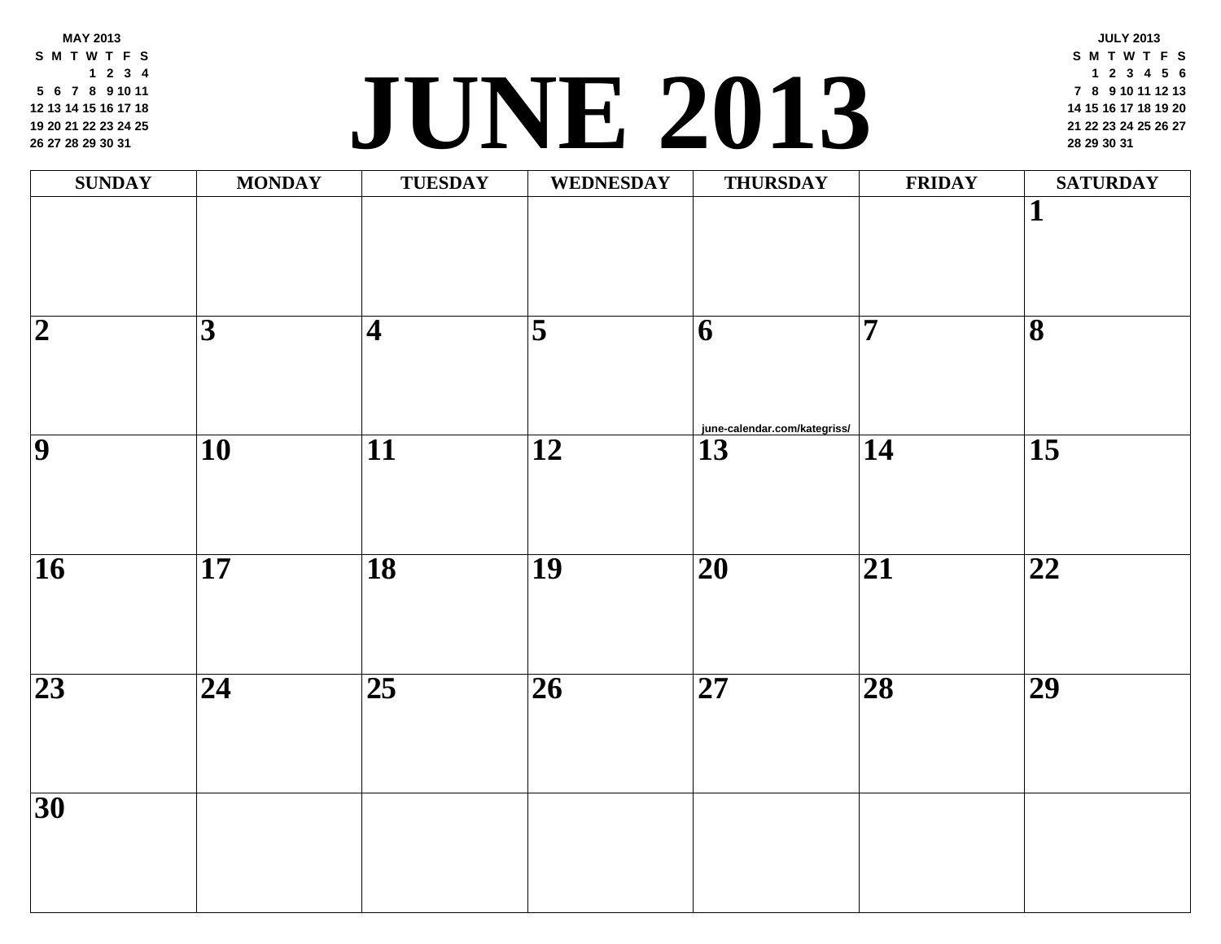# JUNE 2013

**MAY 2013**

| S | M | T | W | T | F | S |
|---|---|---|---|---|---|---|
| | | | 1 | 2 | 3 | 4 |
| 5 | 6 | 7 | 8 | 9 | 10 | 11 |
| 12 | 13 | 14 | 15 | 16 | 17 | 18 |
| 19 | 20 | 21 | 22 | 23 | 24 | 25 |
| 26 | 27 | 28 | 29 | 30 | 31 | |

**JULY 2013**

| S | M | T | W | T | F | S |
|---|---|---|---|---|---|---|
| | 1 | 2 | 3 | 4 | 5 | 6 |
| 7 | 8 | 9 | 10 | 11 | 12 | 13 |
| 14 | 15 | 16 | 17 | 18 | 19 | 20 |
| 21 | 22 | 23 | 24 | 25 | 26 | 27 |
| 28 | 29 | 30 | 31 | | | |

| SUNDAY | MONDAY | TUESDAY | WEDNESDAY | THURSDAY | FRIDAY | SATURDAY |
|---|---|---|---|---|---|---|
| | | | | | | 1 |
| 2 | 3 | 4 | 5 | 6 june-calendar.com/kategriss/ | 7 | 8 |
| 9 | 10 | 11 | 12 | 13 | 14 | 15 |
| 16 | 17 | 18 | 19 | 20 | 21 | 22 |
| 23 | 24 | 25 | 26 | 27 | 28 | 29 |
| 30 | | | | | | |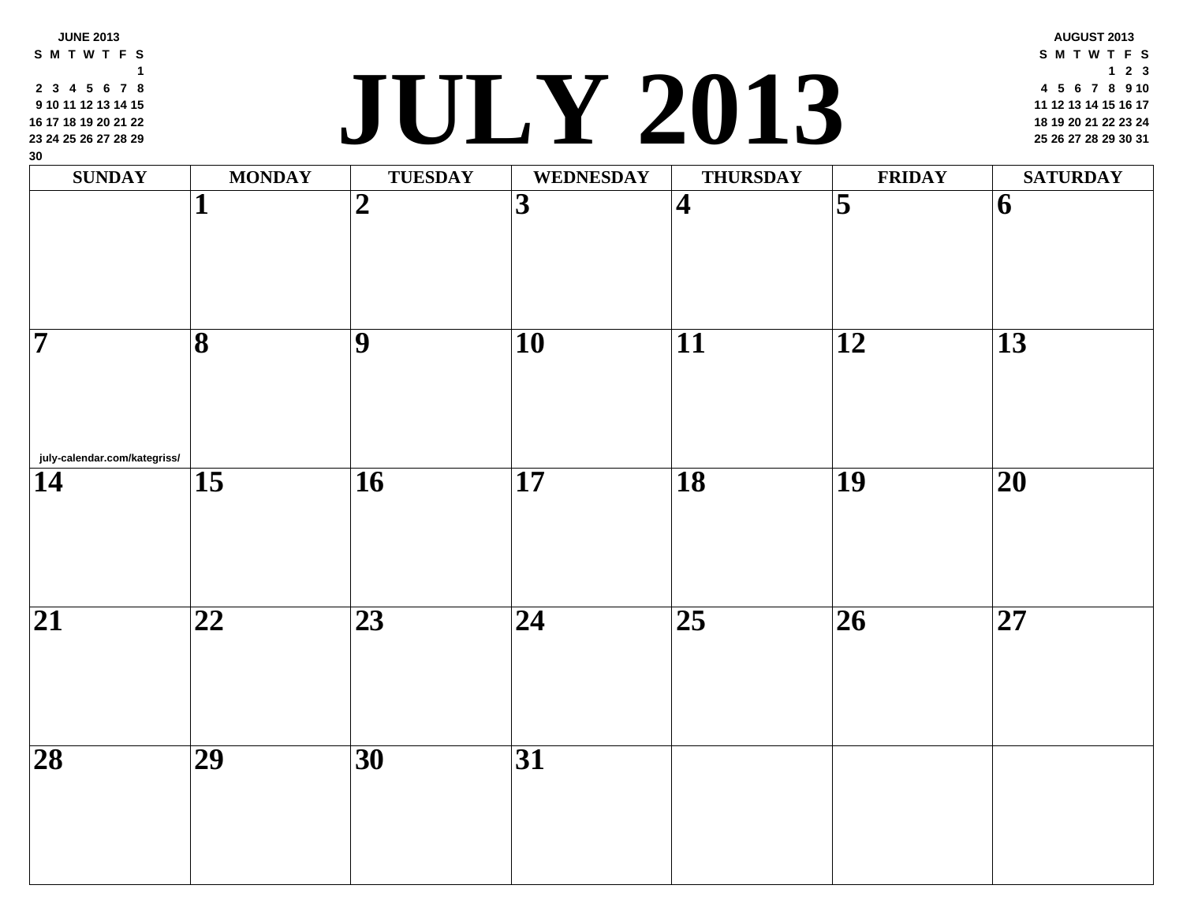# JULY 2013

**JUNE 2013**

| S | M | T | W | T | F | S |
|---|---|---|---|---|---|---|
| | | | | | | 1 |
| 2 | 3 | 4 | 5 | 6 | 7 | 8 |
| 9 | 10 | 11 | 12 | 13 | 14 | 15 |
| 16 | 17 | 18 | 19 | 20 | 21 | 22 |
| 23 | 24 | 25 | 26 | 27 | 28 | 29 |
| 30 | | | | | | |

**AUGUST 2013**

| S | M | T | W | T | F | S |
|---|---|---|---|---|---|---|
| | | | | 1 | 2 | 3 |
| 4 | 5 | 6 | 7 | 8 | 9 | 10 |
| 11 | 12 | 13 | 14 | 15 | 16 | 17 |
| 18 | 19 | 20 | 21 | 22 | 23 | 24 |
| 25 | 26 | 27 | 28 | 29 | 30 | 31 |

| SUNDAY | MONDAY | TUESDAY | WEDNESDAY | THURSDAY | FRIDAY | SATURDAY |
|---|---|---|---|---|---|---|
| | 1 | 2 | 3 | 4 | 5 | 6 |
| 7<br>july-calendar.com/kategriss/ | 8 | 9 | 10 | 11 | 12 | 13 |
| 14 | 15 | 16 | 17 | 18 | 19 | 20 |
| 21 | 22 | 23 | 24 | 25 | 26 | 27 |
| 28 | 29 | 30 | 31 | | | |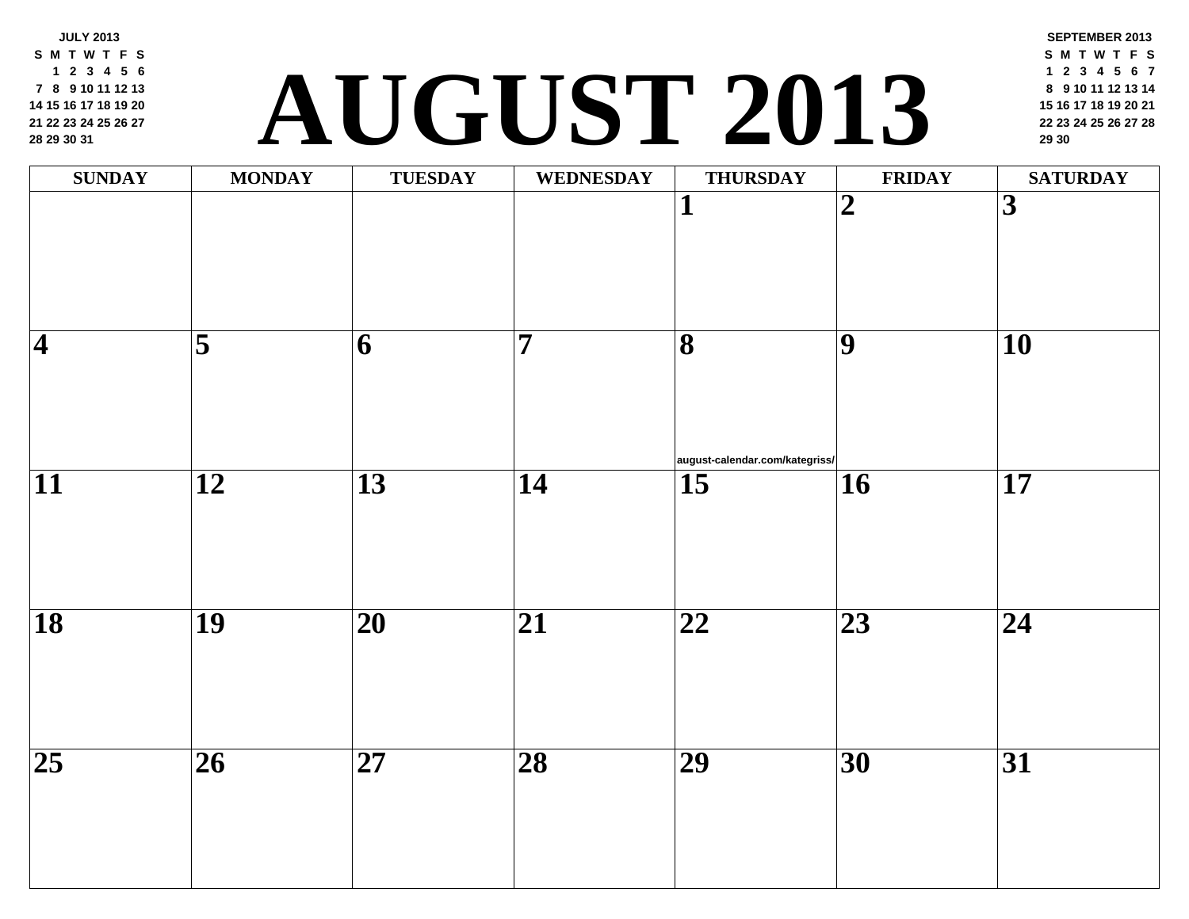# AUGUST 2013

**JULY 2013**

| S | M | T | W | T | F | S |
|---|---|---|---|---|---|---|
| | 1 | 2 | 3 | 4 | 5 | 6 |
| 7 | 8 | 9 | 10 | 11 | 12 | 13 |
| 14 | 15 | 16 | 17 | 18 | 19 | 20 |
| 21 | 22 | 23 | 24 | 25 | 26 | 27 |
| 28 | 29 | 30 | 31 | | | |

**SEPTEMBER 2013**

| S | M | T | W | T | F | S |
|---|---|---|---|---|---|---|
| 1 | 2 | 3 | 4 | 5 | 6 | 7 |
| 8 | 9 | 10 | 11 | 12 | 13 | 14 |
| 15 | 16 | 17 | 18 | 19 | 20 | 21 |
| 22 | 23 | 24 | 25 | 26 | 27 | 28 |
| 29 | 30 | | | | | |

| SUNDAY | MONDAY | TUESDAY | WEDNESDAY | THURSDAY | FRIDAY | SATURDAY |
|---|---|---|---|---|---|---|
| | | | | 1 | 2 | 3 |
| 4 | 5 | 6 | 7 | 8 august-calendar.com/kategriss/ | 9 | 10 |
| 11 | 12 | 13 | 14 | 15 | 16 | 17 |
| 18 | 19 | 20 | 21 | 22 | 23 | 24 |
| 25 | 26 | 27 | 28 | 29 | 30 | 31 |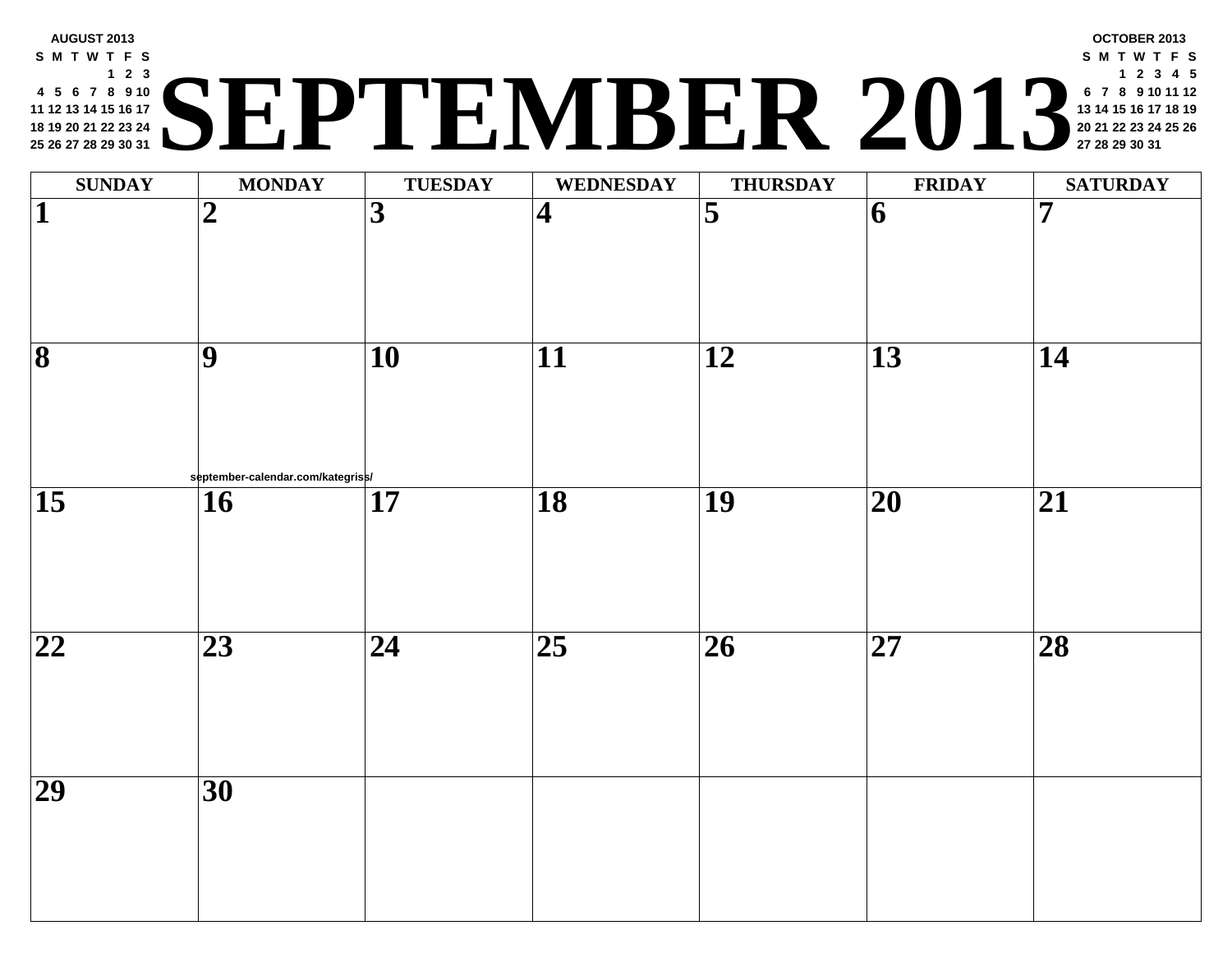**AUGUST 2013**

| S | M | T | W | T | F | S |
|---|---|---|---|---|---|---|
| | | | | 1 | 2 | 3 |
| 4 | 5 | 6 | 7 | 8 | 9 | 10 |
| 11 | 12 | 13 | 14 | 15 | 16 | 17 |
| 18 | 19 | 20 | 21 | 22 | 23 | 24 |
| 25 | 26 | 27 | 28 | 29 | 30 | 31 |

# SEPTEMBER 2013

**OCTOBER 2013**

| S | M | T | W | T | F | S |
|---|---|---|---|---|---|---|
| | | 1 | 2 | 3 | 4 | 5 |
| 6 | 7 | 8 | 9 | 10 | 11 | 12 |
| 13 | 14 | 15 | 16 | 17 | 18 | 19 |
| 20 | 21 | 22 | 23 | 24 | 25 | 26 |
| 27 | 28 | 29 | 30 | 31 | | |

| SUNDAY | MONDAY | TUESDAY | WEDNESDAY | THURSDAY | FRIDAY | SATURDAY |
|---|---|---|---|---|---|---|
| 1 | 2 | 3 | 4 | 5 | 6 | 7 |
| 8 | 9 | 10 | 11 | 12 | 13 | 14 |
| 15 | 16 | 17 | 18 | 19 | 20 | 21 |
| 22 | 23 | 24 | 25 | 26 | 27 | 28 |
| 29 | 30 | | | | | |

september-calendar.com/kategriss/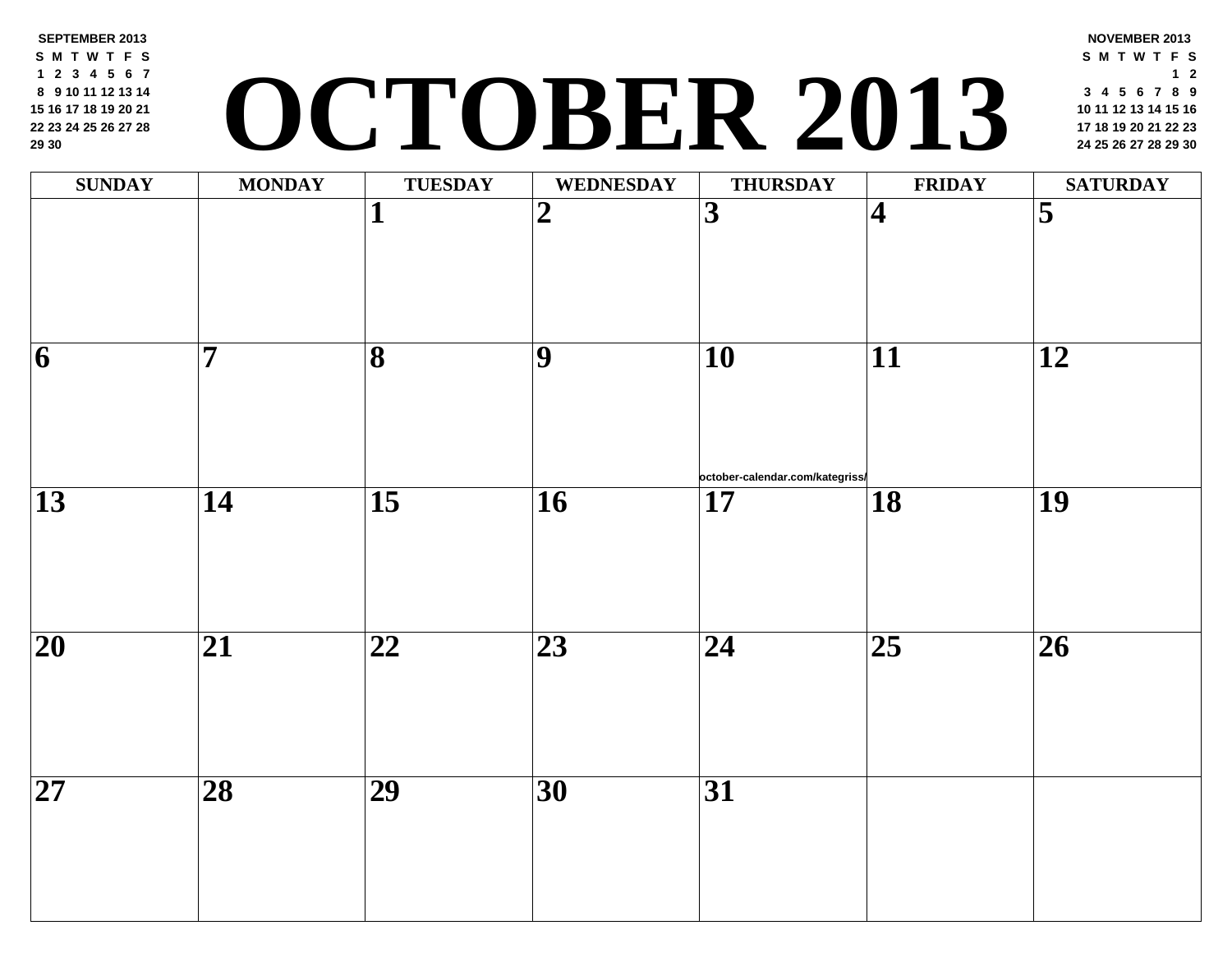# OCTOBER 2013

**SEPTEMBER 2013**

| S | M | T | W | T | F | S |
|---|---|---|---|---|---|---|
| 1 | 2 | 3 | 4 | 5 | 6 | 7 |
| 8 | 9 | 10 | 11 | 12 | 13 | 14 |
| 15 | 16 | 17 | 18 | 19 | 20 | 21 |
| 22 | 23 | 24 | 25 | 26 | 27 | 28 |
| 29 | 30 | | | | | |

**NOVEMBER 2013**

| S | M | T | W | T | F | S |
|---|---|---|---|---|---|---|
| | | | | | 1 | 2 |
| 3 | 4 | 5 | 6 | 7 | 8 | 9 |
| 10 | 11 | 12 | 13 | 14 | 15 | 16 |
| 17 | 18 | 19 | 20 | 21 | 22 | 23 |
| 24 | 25 | 26 | 27 | 28 | 29 | 30 |

| SUNDAY | MONDAY | TUESDAY | WEDNESDAY | THURSDAY | FRIDAY | SATURDAY |
|---|---|---|---|---|---|---|
| | | 1 | 2 | 3 | 4 | 5 |
| 6 | 7 | 8 | 9 | 10 october-calendar.com/kategriss/ | 11 | 12 |
| 13 | 14 | 15 | 16 | 17 | 18 | 19 |
| 20 | 21 | 22 | 23 | 24 | 25 | 26 |
| 27 | 28 | 29 | 30 | 31 | | |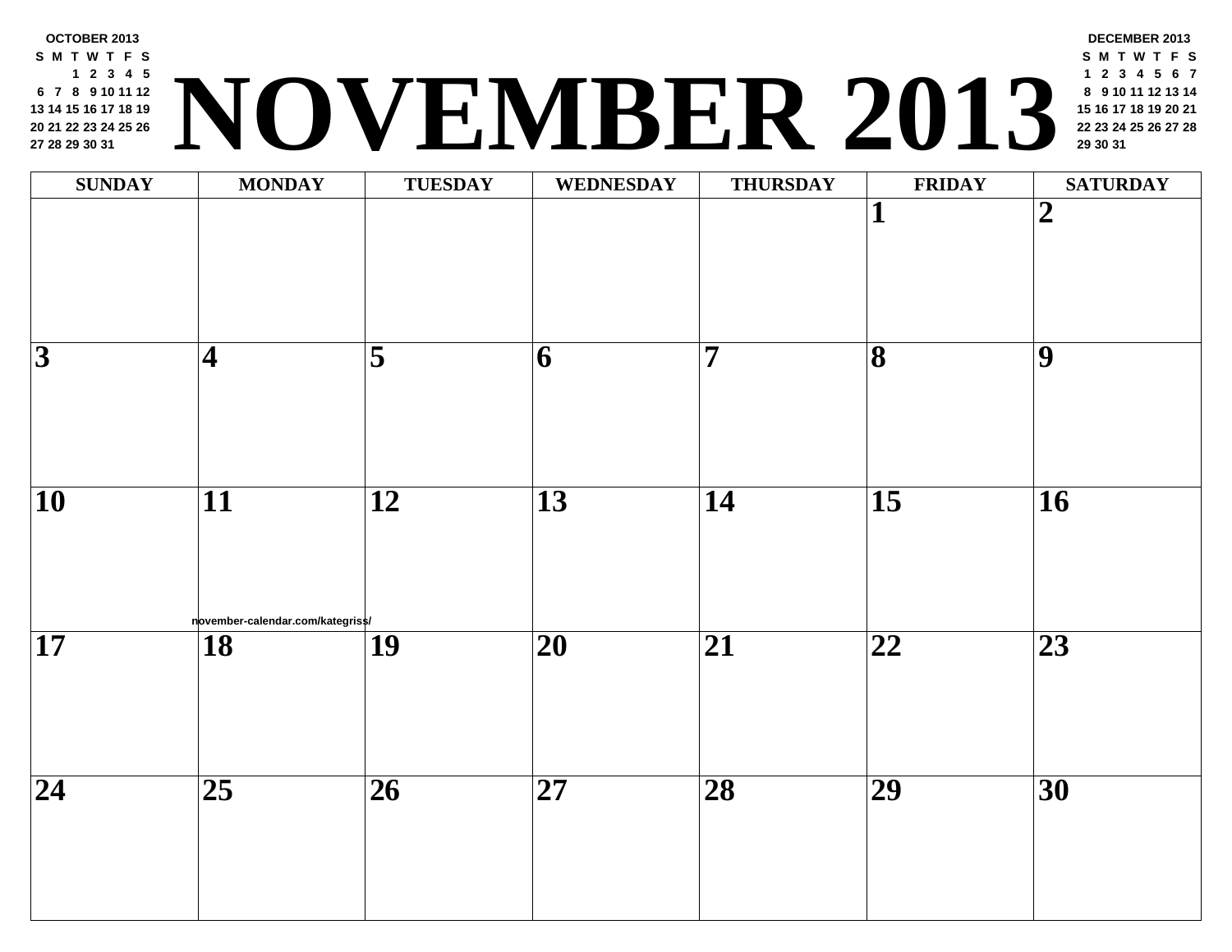**OCTOBER 2013**

| S | M | T | W | T | F | S |
|---|---|---|---|---|---|---|
| | | 1 | 2 | 3 | 4 | 5 |
| 6 | 7 | 8 | 9 | 10 | 11 | 12 |
| 13 | 14 | 15 | 16 | 17 | 18 | 19 |
| 20 | 21 | 22 | 23 | 24 | 25 | 26 |
| 27 | 28 | 29 | 30 | 31 | | |

# NOVEMBER 2013

**DECEMBER 2013**

| S | M | T | W | T | F | S |
|---|---|---|---|---|---|---|
| 1 | 2 | 3 | 4 | 5 | 6 | 7 |
| 8 | 9 | 10 | 11 | 12 | 13 | 14 |
| 15 | 16 | 17 | 18 | 19 | 20 | 21 |
| 22 | 23 | 24 | 25 | 26 | 27 | 28 |
| 29 | 30 | 31 | | | | |

| SUNDAY | MONDAY | TUESDAY | WEDNESDAY | THURSDAY | FRIDAY | SATURDAY |
|---|---|---|---|---|---|---|
| | | | | | 1 | 2 |
| 3 | 4 | 5 | 6 | 7 | 8 | 9 |
| 10 | 11 | 12 | 13 | 14 | 15 | 16 |
| 17 | 18 | 19 | 20 | 21 | 22 | 23 |
| 24 | 25 | 26 | 27 | 28 | 29 | 30 |

november-calendar.com/kategriss/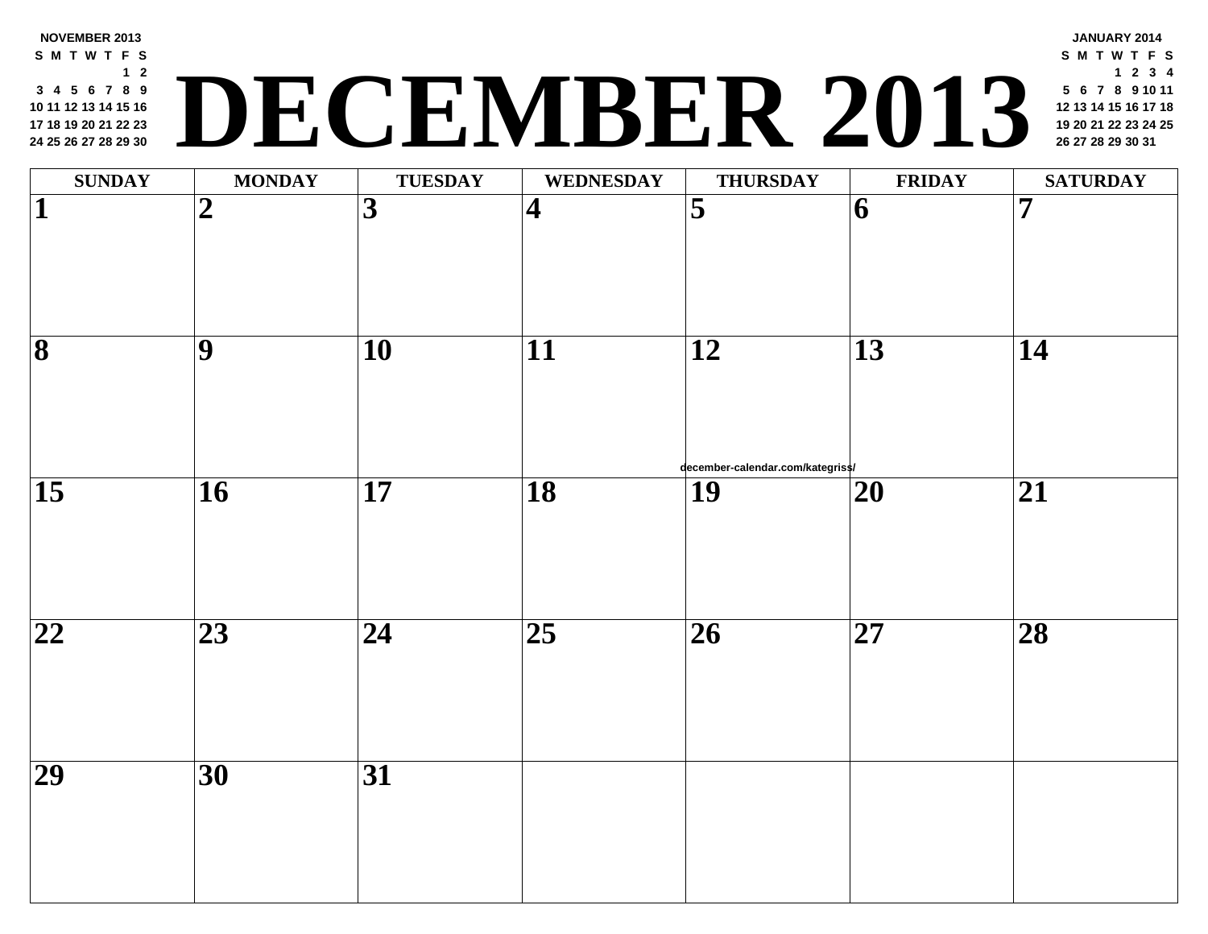NOVEMBER 2013

| S | M | T | W | T | F | S |
|---|---|---|---|---|---|---|
| | | | | | 1 | 2 |
| 3 | 4 | 5 | 6 | 7 | 8 | 9 |
| 10 | 11 | 12 | 13 | 14 | 15 | 16 |
| 17 | 18 | 19 | 20 | 21 | 22 | 23 |
| 24 | 25 | 26 | 27 | 28 | 29 | 30 |

# DECEMBER 2013

JANUARY 2014

| S | M | T | W | T | F | S |
|---|---|---|---|---|---|---|
| | | | 1 | 2 | 3 | 4 |
| 5 | 6 | 7 | 8 | 9 | 10 | 11 |
| 12 | 13 | 14 | 15 | 16 | 17 | 18 |
| 19 | 20 | 21 | 22 | 23 | 24 | 25 |
| 26 | 27 | 28 | 29 | 30 | 31 | |

| SUNDAY | MONDAY | TUESDAY | WEDNESDAY | THURSDAY | FRIDAY | SATURDAY |
|---|---|---|---|---|---|---|
| 1 | 2 | 3 | 4 | 5 | 6 | 7 |
| 8 | 9 | 10 | 11 | 12 | 13 | 14 |
| 15 | 16 | 17 | 18 | 19 | 20 | 21 |
| 22 | 23 | 24 | 25 | 26 | 27 | 28 |
| 29 | 30 | 31 | | | | |

december-calendar.com/kategriss/